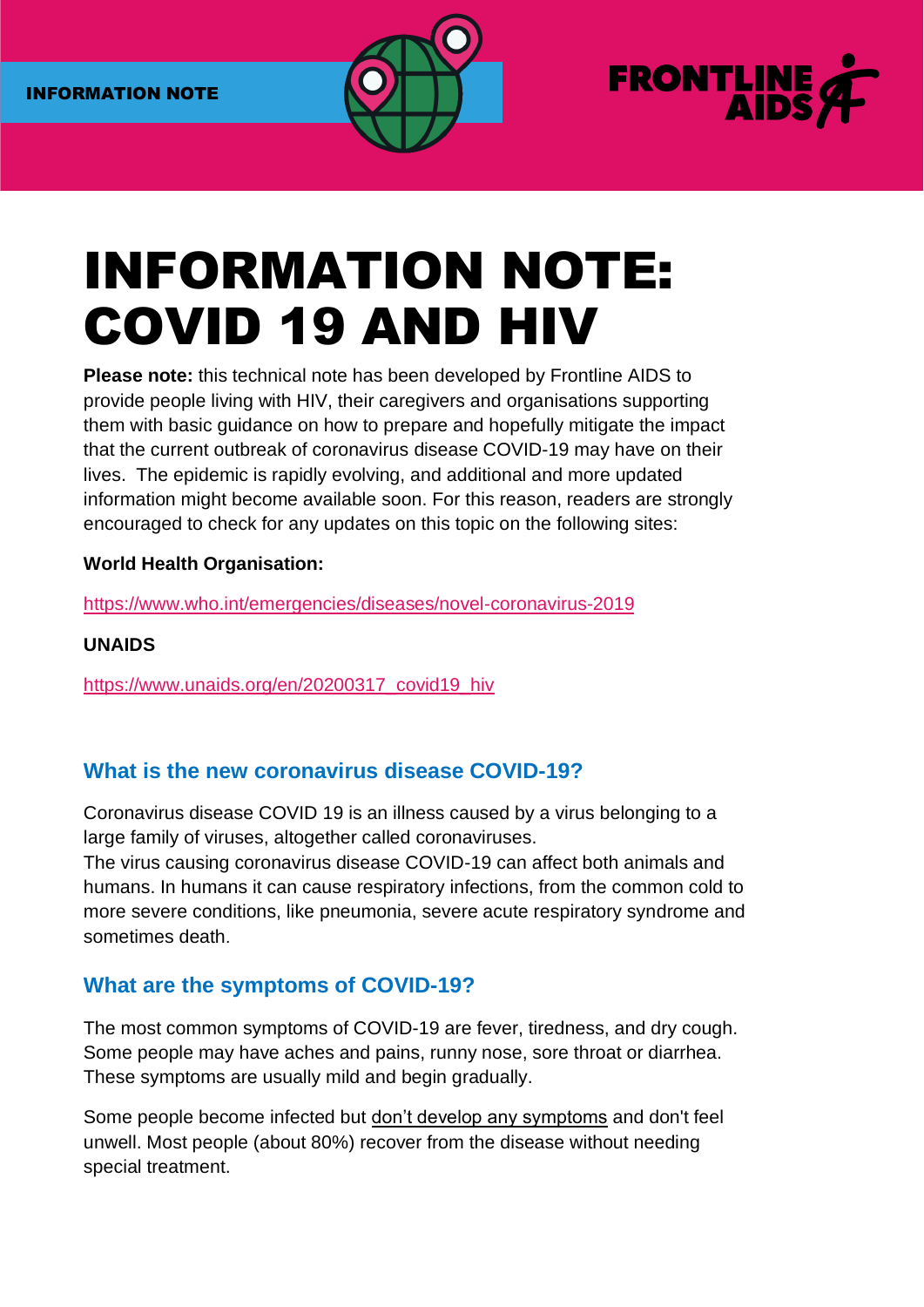INFORMATION NOTE

FRONTLINE AIDS

# INFORMATION NOTE: COVID 19 AND HIV

**Please note:** this technical note has been developed by Frontline AIDS to provide people living with HIV, their caregivers and organisations supporting them with basic guidance on how to prepare and hopefully mitigate the impact that the current outbreak of coronavirus disease COVID-19 may have on their lives. The epidemic is rapidly evolving, and additional and more updated information might become available soon. For this reason, readers are strongly encouraged to check for any updates on this topic on the following sites:

**World Health Organisation:**

https://www.who.int/emergencies/diseases/novel-coronavirus-2019

**UNAIDS**

https://www.unaids.org/en/20200317_covid19_hiv

## What is the new coronavirus disease COVID-19?

Coronavirus disease COVID 19 is an illness caused by a virus belonging to a large family of viruses, altogether called coronaviruses.
The virus causing coronavirus disease COVID-19 can affect both animals and humans. In humans it can cause respiratory infections, from the common cold to more severe conditions, like pneumonia, severe acute respiratory syndrome and sometimes death.

## What are the symptoms of COVID-19?

The most common symptoms of COVID-19 are fever, tiredness, and dry cough. Some people may have aches and pains, runny nose, sore throat or diarrhea. These symptoms are usually mild and begin gradually.

Some people become infected but don't develop any symptoms and don't feel unwell. Most people (about 80%) recover from the disease without needing special treatment.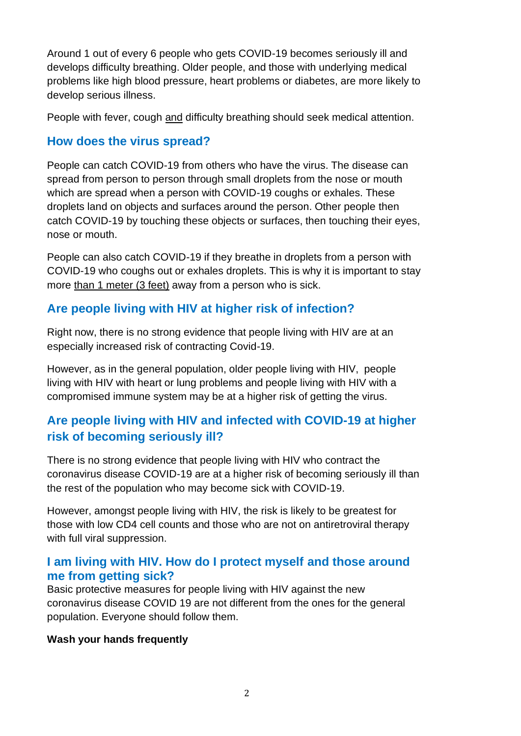Around 1 out of every 6 people who gets COVID-19 becomes seriously ill and develops difficulty breathing. Older people, and those with underlying medical problems like high blood pressure, heart problems or diabetes, are more likely to develop serious illness.

People with fever, cough <u>and</u> difficulty breathing should seek medical attention.

## How does the virus spread?

People can catch COVID-19 from others who have the virus. The disease can spread from person to person through small droplets from the nose or mouth which are spread when a person with COVID-19 coughs or exhales. These droplets land on objects and surfaces around the person. Other people then catch COVID-19 by touching these objects or surfaces, then touching their eyes, nose or mouth.

People can also catch COVID-19 if they breathe in droplets from a person with COVID-19 who coughs out or exhales droplets. This is why it is important to stay more <u>than 1 meter (3 feet)</u> away from a person who is sick.

## Are people living with HIV at higher risk of infection?

Right now, there is no strong evidence that people living with HIV are at an especially increased risk of contracting Covid-19.

However, as in the general population, older people living with HIV, people living with HIV with heart or lung problems and people living with HIV with a compromised immune system may be at a higher risk of getting the virus.

## Are people living with HIV and infected with COVID-19 at higher risk of becoming seriously ill?

There is no strong evidence that people living with HIV who contract the coronavirus disease COVID-19 are at a higher risk of becoming seriously ill than the rest of the population who may become sick with COVID-19.

However, amongst people living with HIV, the risk is likely to be greatest for those with low CD4 cell counts and those who are not on antiretroviral therapy with full viral suppression.

## I am living with HIV. How do I protect myself and those around me from getting sick?

Basic protective measures for people living with HIV against the new coronavirus disease COVID 19 are not different from the ones for the general population. Everyone should follow them.

**Wash your hands frequently**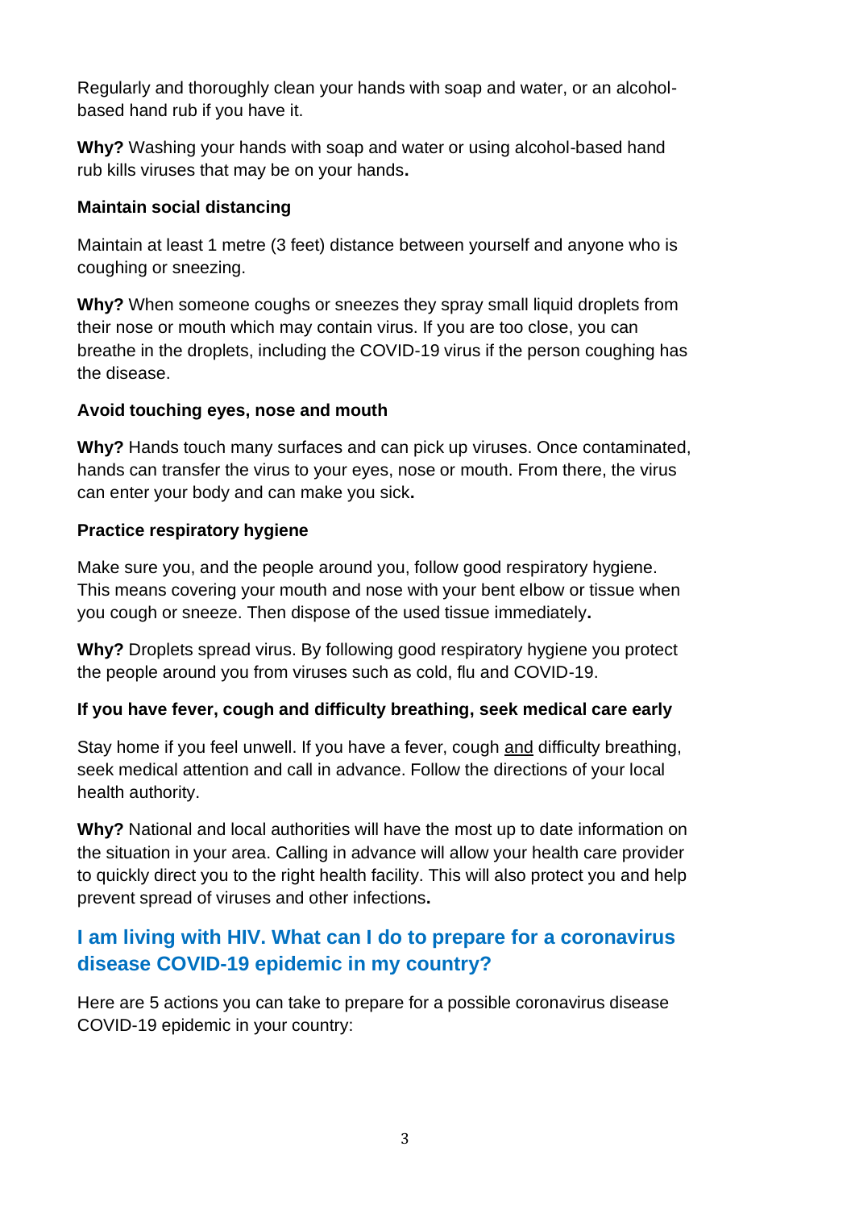Regularly and thoroughly clean your hands with soap and water, or an alcohol-based hand rub if you have it.

**Why?** Washing your hands with soap and water or using alcohol-based hand rub kills viruses that may be on your hands**.**

**Maintain social distancing**

Maintain at least 1 metre (3 feet) distance between yourself and anyone who is coughing or sneezing.

**Why?** When someone coughs or sneezes they spray small liquid droplets from their nose or mouth which may contain virus. If you are too close, you can breathe in the droplets, including the COVID-19 virus if the person coughing has the disease.

**Avoid touching eyes, nose and mouth**

**Why?** Hands touch many surfaces and can pick up viruses. Once contaminated, hands can transfer the virus to your eyes, nose or mouth. From there, the virus can enter your body and can make you sick**.**

**Practice respiratory hygiene**

Make sure you, and the people around you, follow good respiratory hygiene. This means covering your mouth and nose with your bent elbow or tissue when you cough or sneeze. Then dispose of the used tissue immediately**.**

**Why?** Droplets spread virus. By following good respiratory hygiene you protect the people around you from viruses such as cold, flu and COVID-19.

**If you have fever, cough and difficulty breathing, seek medical care early**

Stay home if you feel unwell. If you have a fever, cough <u>and</u> difficulty breathing, seek medical attention and call in advance. Follow the directions of your local health authority.

**Why?** National and local authorities will have the most up to date information on the situation in your area. Calling in advance will allow your health care provider to quickly direct you to the right health facility. This will also protect you and help prevent spread of viruses and other infections**.**

## I am living with HIV. What can I do to prepare for a coronavirus disease COVID-19 epidemic in my country?

Here are 5 actions you can take to prepare for a possible coronavirus disease COVID-19 epidemic in your country: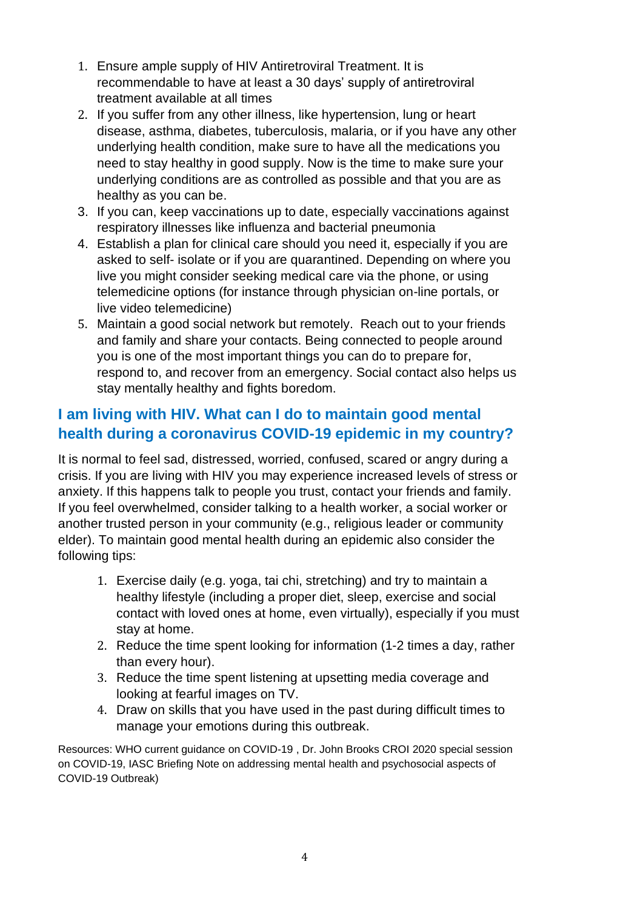1. Ensure ample supply of HIV Antiretroviral Treatment. It is recommendable to have at least a 30 days' supply of antiretroviral treatment available at all times
2. If you suffer from any other illness, like hypertension, lung or heart disease, asthma, diabetes, tuberculosis, malaria, or if you have any other underlying health condition, make sure to have all the medications you need to stay healthy in good supply. Now is the time to make sure your underlying conditions are as controlled as possible and that you are as healthy as you can be.
3. If you can, keep vaccinations up to date, especially vaccinations against respiratory illnesses like influenza and bacterial pneumonia
4. Establish a plan for clinical care should you need it, especially if you are asked to self- isolate or if you are quarantined. Depending on where you live you might consider seeking medical care via the phone, or using telemedicine options (for instance through physician on-line portals, or live video telemedicine)
5. Maintain a good social network but remotely. Reach out to your friends and family and share your contacts. Being connected to people around you is one of the most important things you can do to prepare for, respond to, and recover from an emergency. Social contact also helps us stay mentally healthy and fights boredom.

## I am living with HIV. What can I do to maintain good mental health during a coronavirus COVID-19 epidemic in my country?

It is normal to feel sad, distressed, worried, confused, scared or angry during a crisis. If you are living with HIV you may experience increased levels of stress or anxiety. If this happens talk to people you trust, contact your friends and family. If you feel overwhelmed, consider talking to a health worker, a social worker or another trusted person in your community (e.g., religious leader or community elder). To maintain good mental health during an epidemic also consider the following tips:

1. Exercise daily (e.g. yoga, tai chi, stretching) and try to maintain a healthy lifestyle (including a proper diet, sleep, exercise and social contact with loved ones at home, even virtually), especially if you must stay at home.
2. Reduce the time spent looking for information (1-2 times a day, rather than every hour).
3. Reduce the time spent listening at upsetting media coverage and looking at fearful images on TV.
4. Draw on skills that you have used in the past during difficult times to manage your emotions during this outbreak.

Resources: WHO current guidance on COVID-19 , Dr. John Brooks CROI 2020 special session on COVID-19, IASC Briefing Note on addressing mental health and psychosocial aspects of COVID-19 Outbreak)